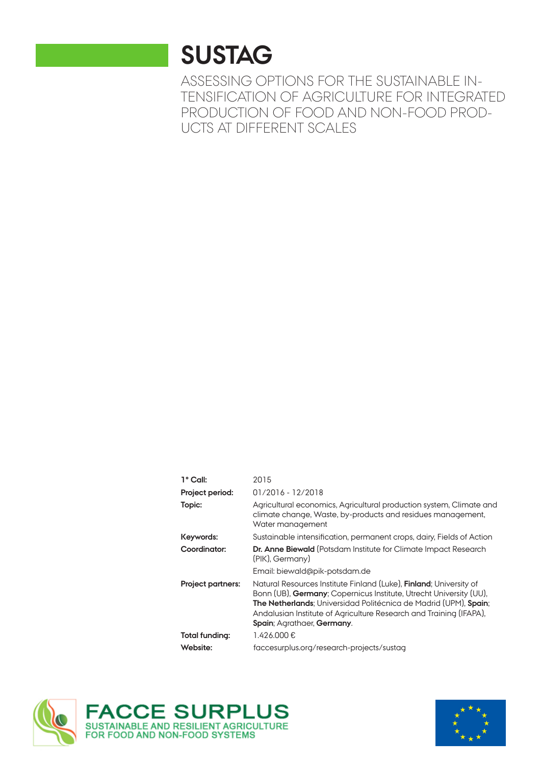# SUSTAG

ASSESSING OPTIONS FOR THE SUSTAINABLE INTENSIFICATION OF AGRICULTURE FOR INTEGRATED PRODUCTION OF FOOD AND NON-FOOD PRODUCTS AT DIFFERENT SCALES

| | |
|---|---|
| **1° Call:** | 2015 |
| **Project period:** | 01/2016 - 12/2018 |
| **Topic:** | Agricultural economics, Agricultural production system, Climate and climate change, Waste, by-products and residues management, Water management |
| **Keywords:** | Sustainable intensification, permanent crops, dairy, Fields of Action |
| **Coordinator:** | **Dr. Anne Biewald** (Potsdam Institute for Climate Impact Research (PIK), Germany) |
| | Email: biewald@pik-potsdam.de |
| **Project partners:** | Natural Resources Institute Finland (Luke), **Finland**; University of Bonn (UB), **Germany**; Copernicus Institute, Utrecht University (UU), **The Netherlands**; Universidad Politécnica de Madrid (UPM), **Spain**; Andalusian Institute of Agriculture Research and Training (IFAPA), **Spain**; Agrathaer, **Germany**. |
| **Total funding:** | 1.426.000 € |
| **Website:** | faccesurplus.org/research-projects/sustag |

FACCE SURPLUS
SUSTAINABLE AND RESILIENT AGRICULTURE FOR FOOD AND NON-FOOD SYSTEMS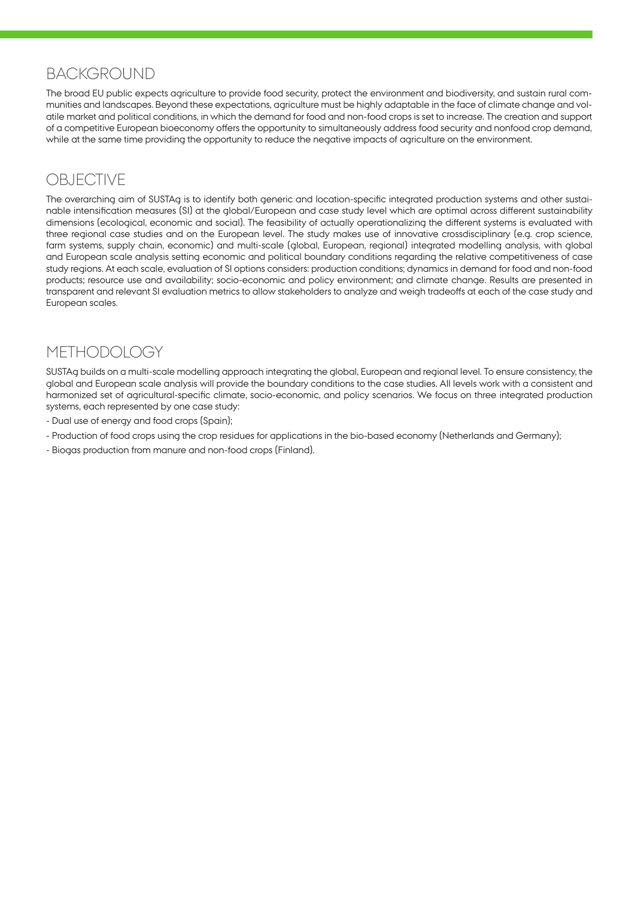## BACKGROUND

The broad EU public expects agriculture to provide food security, protect the environment and biodiversity, and sustain rural communities and landscapes. Beyond these expectations, agriculture must be highly adaptable in the face of climate change and volatile market and political conditions, in which the demand for food and non-food crops is set to increase. The creation and support of a competitive European bioeconomy offers the opportunity to simultaneously address food security and nonfood crop demand, while at the same time providing the opportunity to reduce the negative impacts of agriculture on the environment.

## OBJECTIVE

The overarching aim of SUSTAg is to identify both generic and location-specific integrated production systems and other sustainable intensification measures (SI) at the global/European and case study level which are optimal across different sustainability dimensions (ecological, economic and social). The feasibility of actually operationalizing the different systems is evaluated with three regional case studies and on the European level. The study makes use of innovative crossdisciplinary (e.g. crop science, farm systems, supply chain, economic) and multi-scale (global, European, regional) integrated modelling analysis, with global and European scale analysis setting economic and political boundary conditions regarding the relative competitiveness of case study regions. At each scale, evaluation of SI options considers: production conditions; dynamics in demand for food and non-food products; resource use and availability; socio-economic and policy environment; and climate change. Results are presented in transparent and relevant SI evaluation metrics to allow stakeholders to analyze and weigh tradeoffs at each of the case study and European scales.

## METHODOLOGY

SUSTAg builds on a multi-scale modelling approach integrating the global, European and regional level. To ensure consistency, the global and European scale analysis will provide the boundary conditions to the case studies. All levels work with a consistent and harmonized set of agricultural-specific climate, socio-economic, and policy scenarios. We focus on three integrated production systems, each represented by one case study:

- Dual use of energy and food crops (Spain);
- Production of food crops using the crop residues for applications in the bio-based economy (Netherlands and Germany);
- Biogas production from manure and non-food crops (Finland).